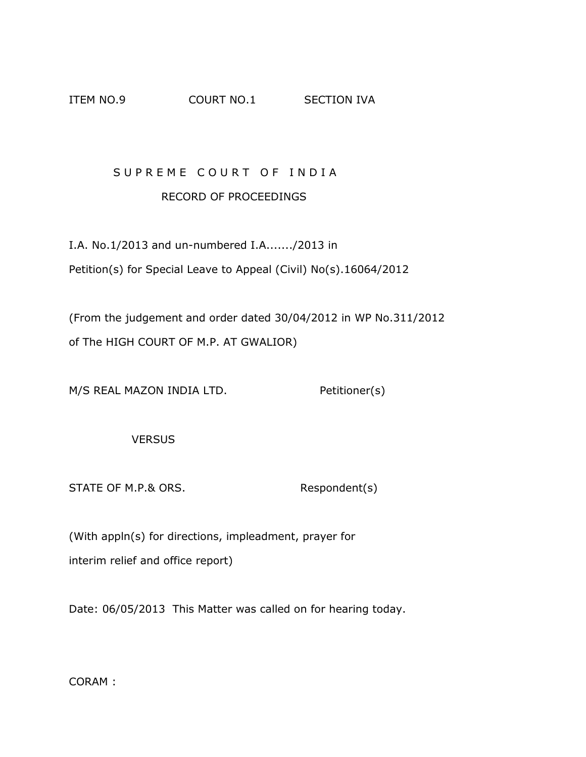ITEM NO.9 COURT NO.1 SECTION IVA

# S U P R E M E C O U R T O F I N D I A

## RECORD OF PROCEEDINGS

I.A. No.1/2013 and un-numbered I.A......./2013 in

Petition(s) for Special Leave to Appeal (Civil) No(s).16064/2012

(From the judgement and order dated 30/04/2012 in WP No.311/2012 of The HIGH COURT OF M.P. AT GWALIOR)

M/S REAL MAZON INDIA LTD. Petitioner(s)

VERSUS

STATE OF M.P.& ORS. Respondent(s)

(With appln(s) for directions, impleadment, prayer for interim relief and office report)

Date: 06/05/2013 This Matter was called on for hearing today.

CORAM :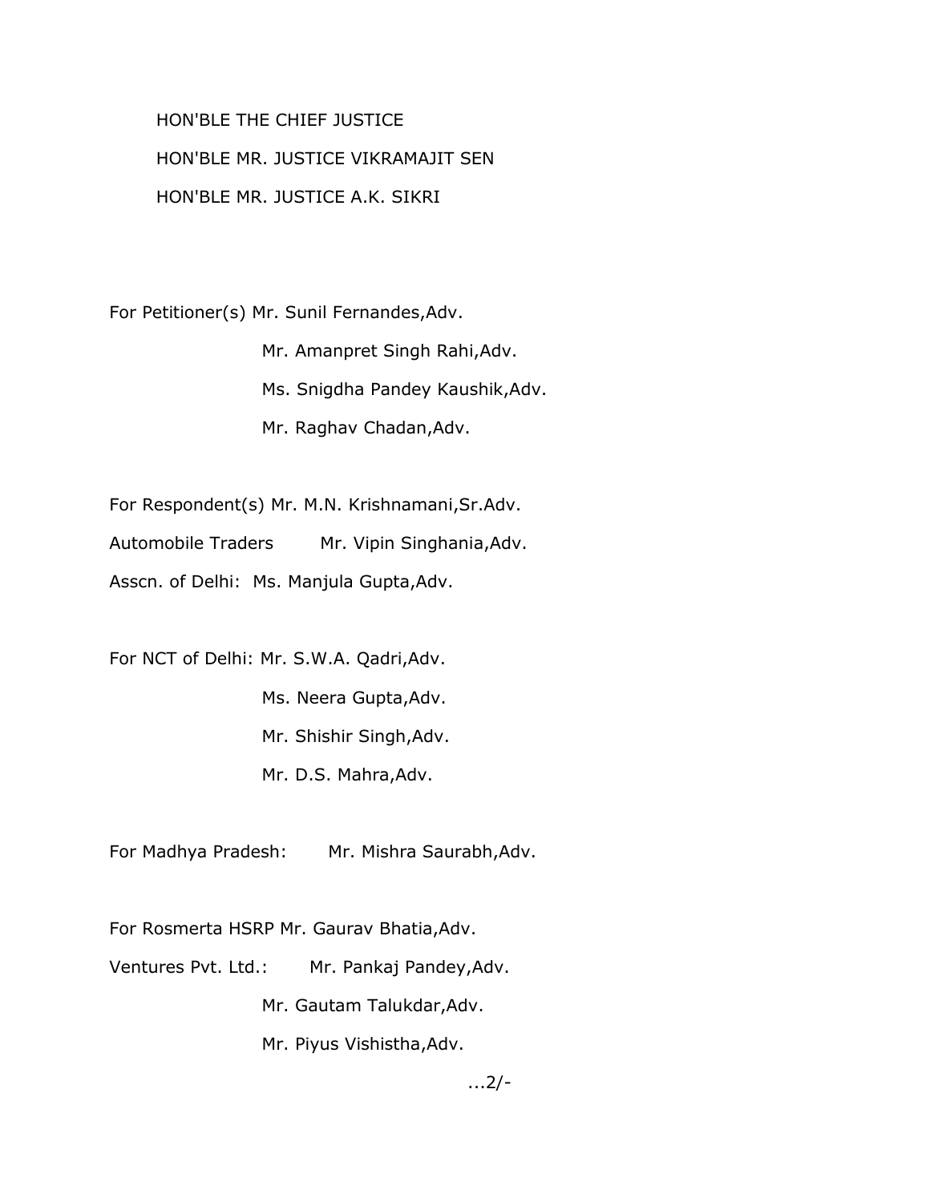HON'BLE THE CHIEF JUSTICE

HON'BLE MR. JUSTICE VIKRAMAJIT SEN

HON'BLE MR. JUSTICE A.K. SIKRI

For Petitioner(s) Mr. Sunil Fernandes,Adv.
Mr. Amanpret Singh Rahi,Adv.
Ms. Snigdha Pandey Kaushik,Adv.
Mr. Raghav Chadan,Adv.

For Respondent(s) Mr. M.N. Krishnamani,Sr.Adv.
Automobile Traders Mr. Vipin Singhania,Adv.
Asscn. of Delhi: Ms. Manjula Gupta,Adv.

For NCT of Delhi: Mr. S.W.A. Qadri,Adv.
Ms. Neera Gupta,Adv.
Mr. Shishir Singh,Adv.
Mr. D.S. Mahra,Adv.

For Madhya Pradesh: Mr. Mishra Saurabh,Adv.

For Rosmerta HSRP Mr. Gaurav Bhatia,Adv.
Ventures Pvt. Ltd.: Mr. Pankaj Pandey,Adv.
Mr. Gautam Talukdar,Adv.
Mr. Piyus Vishistha,Adv.

...2/-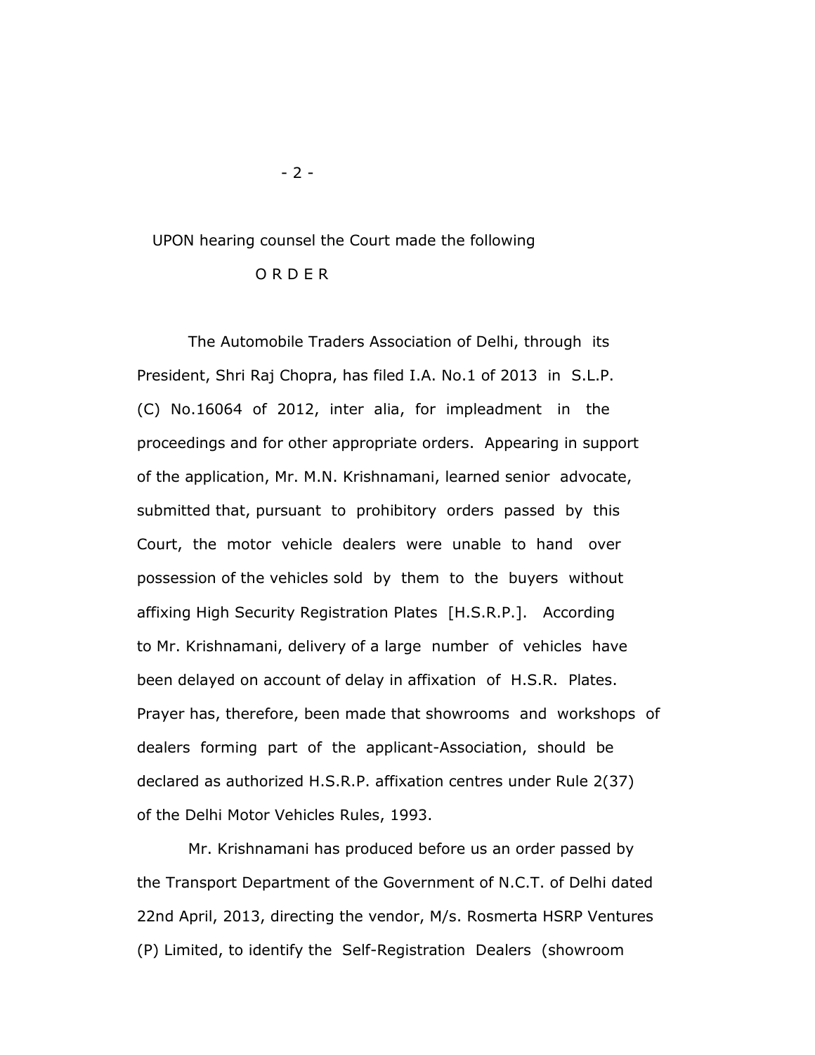UPON hearing counsel the Court made the following

O R D E R

The Automobile Traders Association of Delhi, through its President, Shri Raj Chopra, has filed I.A. No.1 of 2013 in S.L.P. (C) No.16064 of 2012, inter alia, for impleadment in the proceedings and for other appropriate orders. Appearing in support of the application, Mr. M.N. Krishnamani, learned senior advocate, submitted that, pursuant to prohibitory orders passed by this Court, the motor vehicle dealers were unable to hand over possession of the vehicles sold by them to the buyers without affixing High Security Registration Plates [H.S.R.P.]. According to Mr. Krishnamani, delivery of a large number of vehicles have been delayed on account of delay in affixation of H.S.R. Plates. Prayer has, therefore, been made that showrooms and workshops of dealers forming part of the applicant-Association, should be declared as authorized H.S.R.P. affixation centres under Rule 2(37) of the Delhi Motor Vehicles Rules, 1993.

Mr. Krishnamani has produced before us an order passed by the Transport Department of the Government of N.C.T. of Delhi dated 22nd April, 2013, directing the vendor, M/s. Rosmerta HSRP Ventures (P) Limited, to identify the Self-Registration Dealers (showroom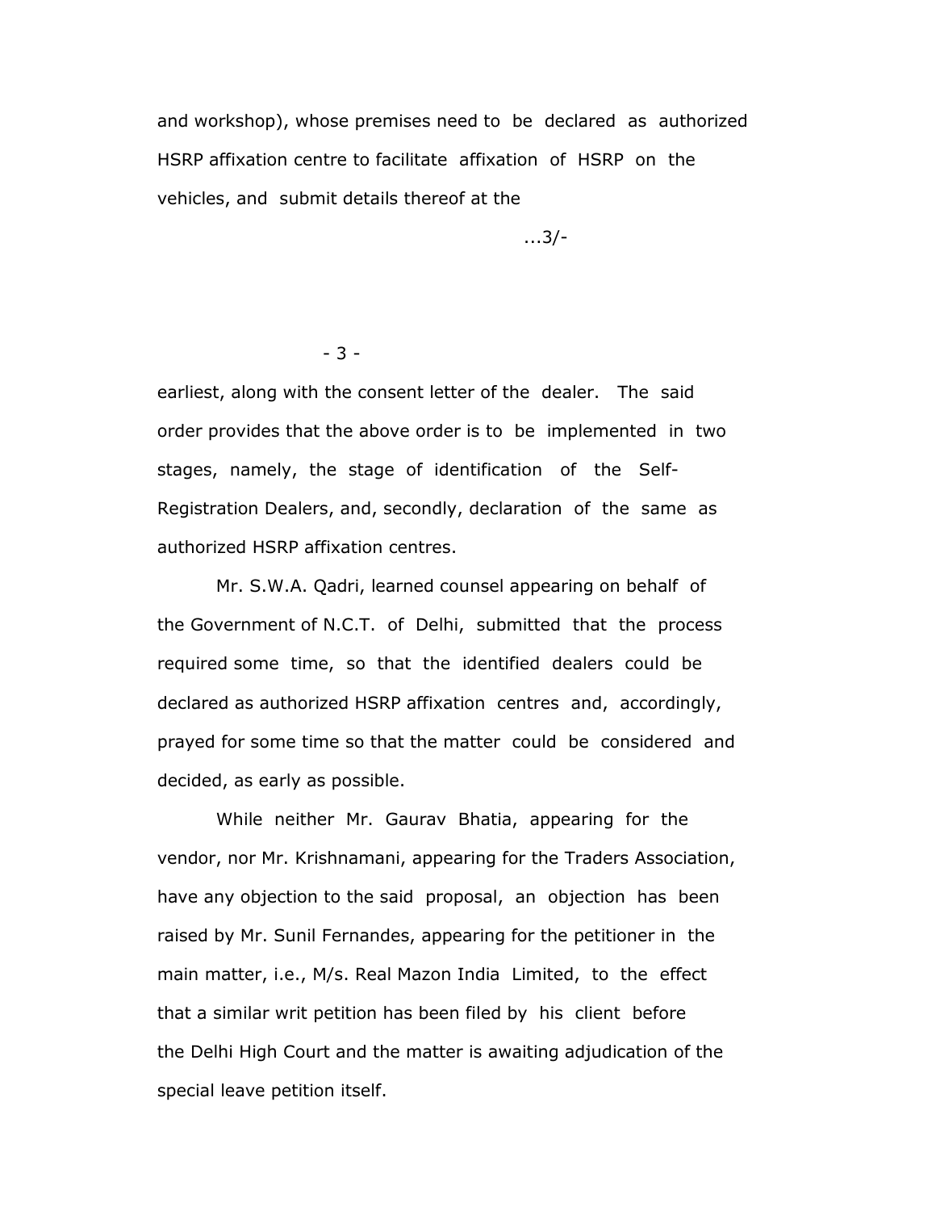and workshop), whose premises need to be declared as authorized HSRP affixation centre to facilitate affixation of HSRP on the vehicles, and submit details thereof at the earliest, along with the consent letter of the dealer. The said order provides that the above order is to be implemented in two stages, namely, the stage of identification of the Self-Registration Dealers, and, secondly, declaration of the same as authorized HSRP affixation centres.

Mr. S.W.A. Qadri, learned counsel appearing on behalf of the Government of N.C.T. of Delhi, submitted that the process required some time, so that the identified dealers could be declared as authorized HSRP affixation centres and, accordingly, prayed for some time so that the matter could be considered and decided, as early as possible.

While neither Mr. Gaurav Bhatia, appearing for the vendor, nor Mr. Krishnamani, appearing for the Traders Association, have any objection to the said proposal, an objection has been raised by Mr. Sunil Fernandes, appearing for the petitioner in the main matter, i.e., M/s. Real Mazon India Limited, to the effect that a similar writ petition has been filed by his client before the Delhi High Court and the matter is awaiting adjudication of the special leave petition itself.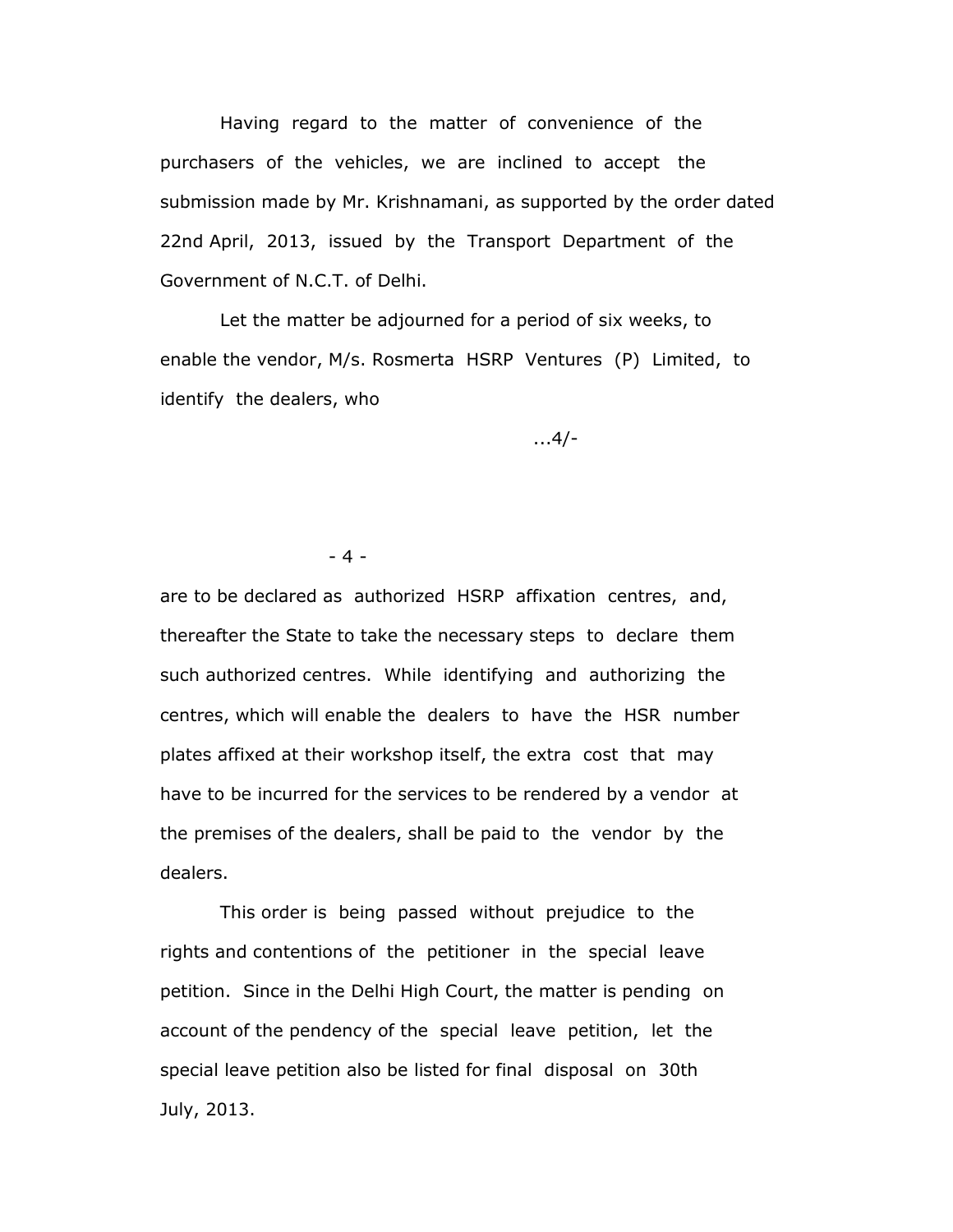Having regard to the matter of convenience of the purchasers of the vehicles, we are inclined to accept the submission made by Mr. Krishnamani, as supported by the order dated 22nd April, 2013, issued by the Transport Department of the Government of N.C.T. of Delhi.

Let the matter be adjourned for a period of six weeks, to enable the vendor, M/s. Rosmerta HSRP Ventures (P) Limited, to identify the dealers, who are to be declared as authorized HSRP affixation centres, and, thereafter the State to take the necessary steps to declare them such authorized centres. While identifying and authorizing the centres, which will enable the dealers to have the HSR number plates affixed at their workshop itself, the extra cost that may have to be incurred for the services to be rendered by a vendor at the premises of the dealers, shall be paid to the vendor by the dealers.

This order is being passed without prejudice to the rights and contentions of the petitioner in the special leave petition. Since in the Delhi High Court, the matter is pending on account of the pendency of the special leave petition, let the special leave petition also be listed for final disposal on 30th July, 2013.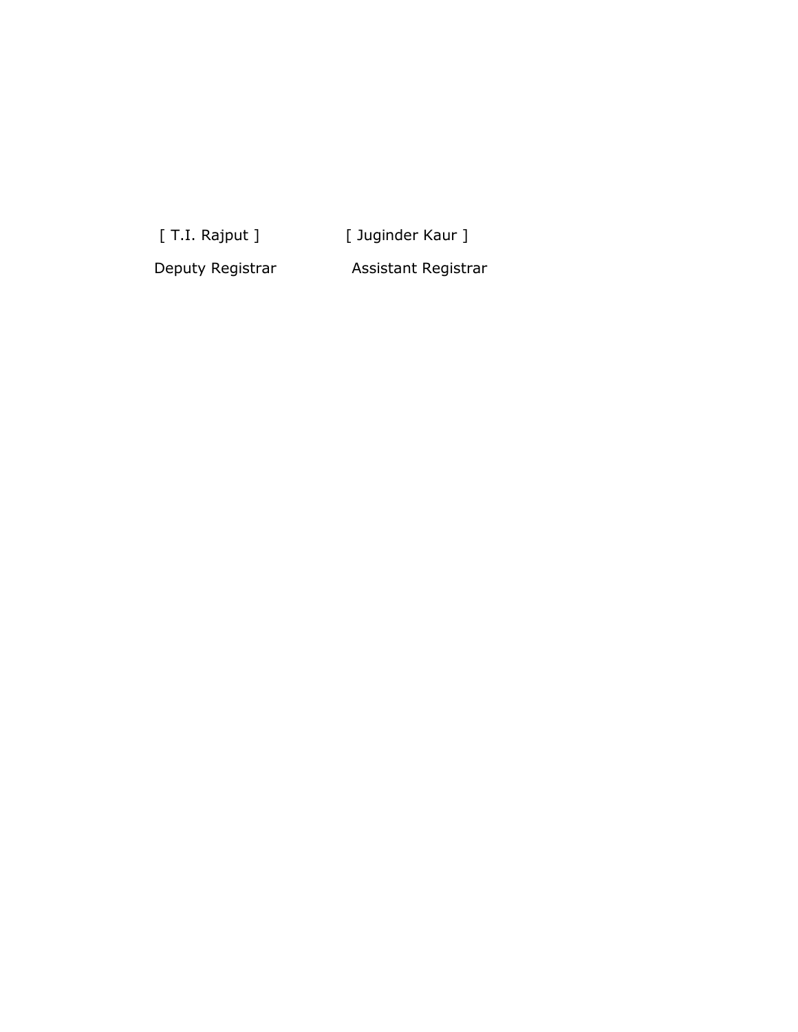| | |
|---|---|
| [ T.I. Rajput ] | [ Juginder Kaur ] |
| Deputy Registrar | Assistant Registrar |